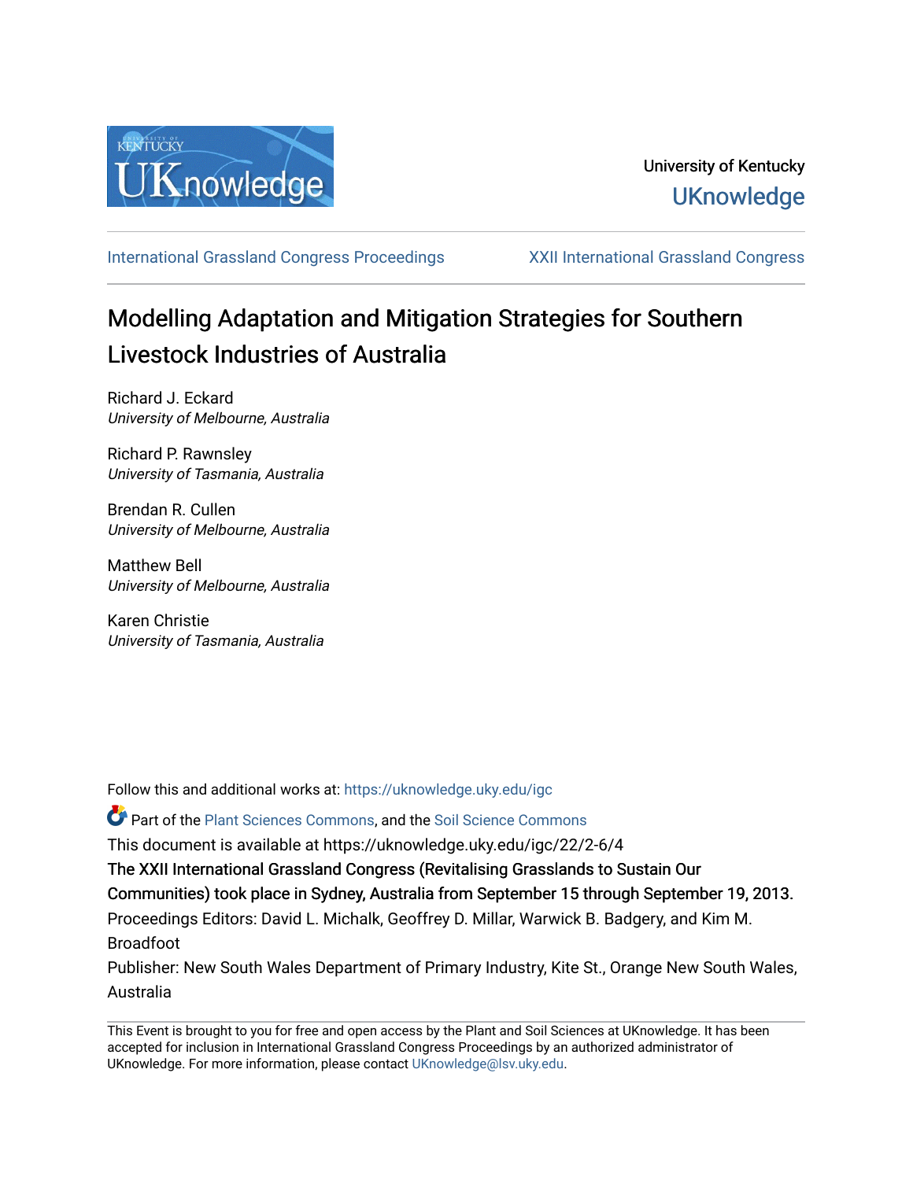University of Kentucky

UKnowledge

International Grassland Congress Proceedings | XXII International Grassland Congress

# Modelling Adaptation and Mitigation Strategies for Southern Livestock Industries of Australia

Richard J. Eckard
*University of Melbourne, Australia*

Richard P. Rawnsley
*University of Tasmania, Australia*

Brendan R. Cullen
*University of Melbourne, Australia*

Matthew Bell
*University of Melbourne, Australia*

Karen Christie
*University of Tasmania, Australia*

Follow this and additional works at: https://uknowledge.uky.edu/igc

Part of the Plant Sciences Commons, and the Soil Science Commons

This document is available at https://uknowledge.uky.edu/igc/22/2-6/4

The XXII International Grassland Congress (Revitalising Grasslands to Sustain Our Communities) took place in Sydney, Australia from September 15 through September 19, 2013.

Proceedings Editors: David L. Michalk, Geoffrey D. Millar, Warwick B. Badgery, and Kim M. Broadfoot

Publisher: New South Wales Department of Primary Industry, Kite St., Orange New South Wales, Australia

This Event is brought to you for free and open access by the Plant and Soil Sciences at UKnowledge. It has been accepted for inclusion in International Grassland Congress Proceedings by an authorized administrator of UKnowledge. For more information, please contact UKnowledge@lsv.uky.edu.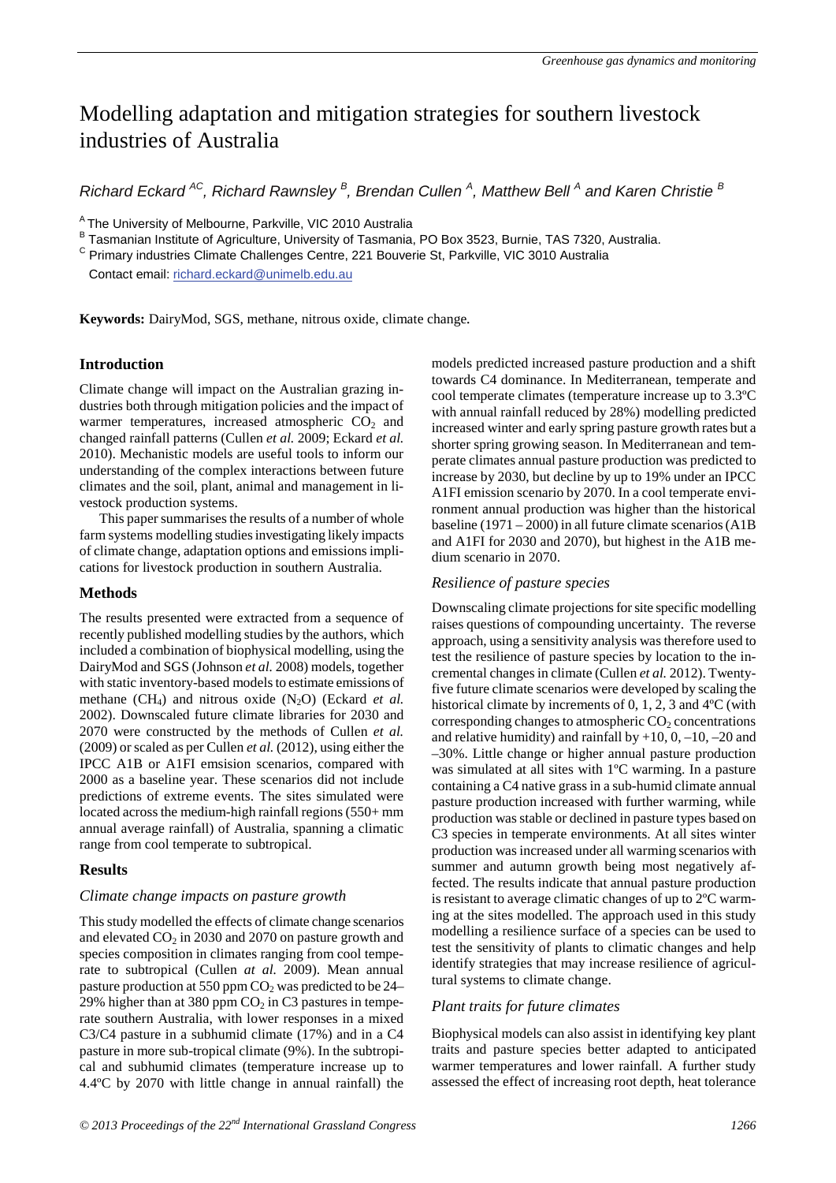# Modelling adaptation and mitigation strategies for southern livestock industries of Australia

*Richard Eckard* [AC], *Richard Rawnsley* [B], *Brendan Cullen* [A], *Matthew Bell* [A] *and Karen Christie* [B]

[A] The University of Melbourne, Parkville, VIC 2010 Australia
[B] Tasmanian Institute of Agriculture, University of Tasmania, PO Box 3523, Burnie, TAS 7320, Australia.
[C] Primary industries Climate Challenges Centre, 221 Bouverie St, Parkville, VIC 3010 Australia
Contact email: richard.eckard@unimelb.edu.au

**Keywords:** DairyMod, SGS, methane, nitrous oxide, climate change.

## Introduction

Climate change will impact on the Australian grazing industries both through mitigation policies and the impact of warmer temperatures, increased atmospheric $CO_2$ and changed rainfall patterns (Cullen *et al.* 2009; Eckard *et al.* 2010). Mechanistic models are useful tools to inform our understanding of the complex interactions between future climates and the soil, plant, animal and management in livestock production systems.

This paper summarises the results of a number of whole farm systems modelling studies investigating likely impacts of climate change, adaptation options and emissions implications for livestock production in southern Australia.

## Methods

The results presented were extracted from a sequence of recently published modelling studies by the authors, which included a combination of biophysical modelling, using the DairyMod and SGS (Johnson *et al.* 2008) models, together with static inventory-based models to estimate emissions of methane ($CH_4$) and nitrous oxide ($N_2O$) (Eckard *et al.* 2002). Downscaled future climate libraries for 2030 and 2070 were constructed by the methods of Cullen *et al.* (2009) or scaled as per Cullen *et al.* (2012), using either the IPCC A1B or A1FI emsision scenarios, compared with 2000 as a baseline year. These scenarios did not include predictions of extreme events. The sites simulated were located across the medium-high rainfall regions (550+ mm annual average rainfall) of Australia, spanning a climatic range from cool temperate to subtropical.

## Results

### *Climate change impacts on pasture growth*

This study modelled the effects of climate change scenarios and elevated $CO_2$ in 2030 and 2070 on pasture growth and species composition in climates ranging from cool temperate to subtropical (Cullen *at al.* 2009). Mean annual pasture production at 550 ppm $CO_2$ was predicted to be 24–29% higher than at 380 ppm $CO_2$ in C3 pastures in temperate southern Australia, with lower responses in a mixed C3/C4 pasture in a subhumid climate (17%) and in a C4 pasture in more sub-tropical climate (9%). In the subtropical and subhumid climates (temperature increase up to 4.4ºC by 2070 with little change in annual rainfall) the models predicted increased pasture production and a shift towards C4 dominance. In Mediterranean, temperate and cool temperate climates (temperature increase up to 3.3ºC with annual rainfall reduced by 28%) modelling predicted increased winter and early spring pasture growth rates but a shorter spring growing season. In Mediterranean and temperate climates annual pasture production was predicted to increase by 2030, but decline by up to 19% under an IPCC A1FI emission scenario by 2070. In a cool temperate environment annual production was higher than the historical baseline (1971 – 2000) in all future climate scenarios (A1B and A1FI for 2030 and 2070), but highest in the A1B medium scenario in 2070.

### *Resilience of pasture species*

Downscaling climate projections for site specific modelling raises questions of compounding uncertainty. The reverse approach, using a sensitivity analysis was therefore used to test the resilience of pasture species by location to the incremental changes in climate (Cullen *et al.* 2012). Twenty-five future climate scenarios were developed by scaling the historical climate by increments of 0, 1, 2, 3 and 4ºC (with corresponding changes to atmospheric $CO_2$ concentrations and relative humidity) and rainfall by +10, 0, –10, –20 and –30%. Little change or higher annual pasture production was simulated at all sites with 1ºC warming. In a pasture containing a C4 native grass in a sub-humid climate annual pasture production increased with further warming, while production was stable or declined in pasture types based on C3 species in temperate environments. At all sites winter production was increased under all warming scenarios with summer and autumn growth being most negatively affected. The results indicate that annual pasture production is resistant to average climatic changes of up to 2ºC warming at the sites modelled. The approach used in this study modelling a resilience surface of a species can be used to test the sensitivity of plants to climatic changes and help identify strategies that may increase resilience of agricultural systems to climate change.

### *Plant traits for future climates*

Biophysical models can also assist in identifying key plant traits and pasture species better adapted to anticipated warmer temperatures and lower rainfall. A further study assessed the effect of increasing root depth, heat tolerance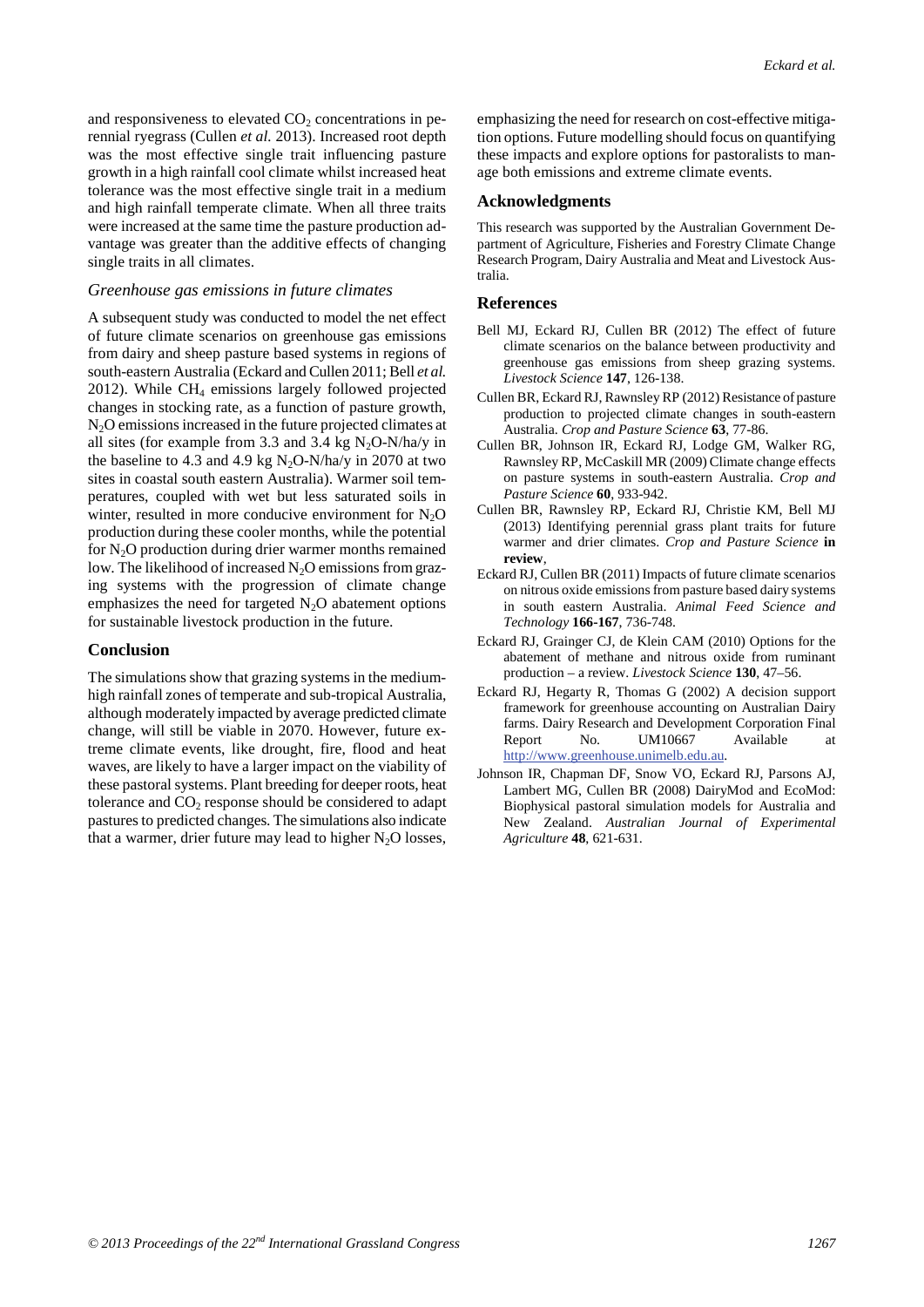and responsiveness to elevated $CO_2$ concentrations in perennial ryegrass (Cullen *et al.* 2013). Increased root depth was the most effective single trait influencing pasture growth in a high rainfall cool climate whilst increased heat tolerance was the most effective single trait in a medium and high rainfall temperate climate. When all three traits were increased at the same time the pasture production advantage was greater than the additive effects of changing single traits in all climates.

### *Greenhouse gas emissions in future climates*

A subsequent study was conducted to model the net effect of future climate scenarios on greenhouse gas emissions from dairy and sheep pasture based systems in regions of south-eastern Australia (Eckard and Cullen 2011; Bell *et al.* 2012). While $CH_4$ emissions largely followed projected changes in stocking rate, as a function of pasture growth, $N_2O$ emissions increased in the future projected climates at all sites (for example from 3.3 and 3.4 kg $N_2O$-N/ha/y in the baseline to 4.3 and 4.9 kg $N_2O$-N/ha/y in 2070 at two sites in coastal south eastern Australia). Warmer soil temperatures, coupled with wet but less saturated soils in winter, resulted in more conducive environment for $N_2O$ production during these cooler months, while the potential for $N_2O$ production during drier warmer months remained low. The likelihood of increased $N_2O$ emissions from grazing systems with the progression of climate change emphasizes the need for targeted $N_2O$ abatement options for sustainable livestock production in the future.

## Conclusion

The simulations show that grazing systems in the medium-high rainfall zones of temperate and sub-tropical Australia, although moderately impacted by average predicted climate change, will still be viable in 2070. However, future extreme climate events, like drought, fire, flood and heat waves, are likely to have a larger impact on the viability of these pastoral systems. Plant breeding for deeper roots, heat tolerance and $CO_2$ response should be considered to adapt pastures to predicted changes. The simulations also indicate that a warmer, drier future may lead to higher $N_2O$ losses, emphasizing the need for research on cost-effective mitigation options. Future modelling should focus on quantifying these impacts and explore options for pastoralists to manage both emissions and extreme climate events.

## Acknowledgments

This research was supported by the Australian Government Department of Agriculture, Fisheries and Forestry Climate Change Research Program, Dairy Australia and Meat and Livestock Australia.

## References

Bell MJ, Eckard RJ, Cullen BR (2012) The effect of future climate scenarios on the balance between productivity and greenhouse gas emissions from sheep grazing systems. *Livestock Science* **147**, 126-138.

Cullen BR, Eckard RJ, Rawnsley RP (2012) Resistance of pasture production to projected climate changes in south-eastern Australia. *Crop and Pasture Science* **63**, 77-86.

Cullen BR, Johnson IR, Eckard RJ, Lodge GM, Walker RG, Rawnsley RP, McCaskill MR (2009) Climate change effects on pasture systems in south-eastern Australia. *Crop and Pasture Science* **60**, 933-942.

Cullen BR, Rawnsley RP, Eckard RJ, Christie KM, Bell MJ (2013) Identifying perennial grass plant traits for future warmer and drier climates. *Crop and Pasture Science* **in review**,

Eckard RJ, Cullen BR (2011) Impacts of future climate scenarios on nitrous oxide emissions from pasture based dairy systems in south eastern Australia. *Animal Feed Science and Technology* **166-167**, 736-748.

Eckard RJ, Grainger CJ, de Klein CAM (2010) Options for the abatement of methane and nitrous oxide from ruminant production – a review. *Livestock Science* **130**, 47–56.

Eckard RJ, Hegarty R, Thomas G (2002) A decision support framework for greenhouse accounting on Australian Dairy farms. Dairy Research and Development Corporation Final Report No. UM10667 Available at http://www.greenhouse.unimelb.edu.au.

Johnson IR, Chapman DF, Snow VO, Eckard RJ, Parsons AJ, Lambert MG, Cullen BR (2008) DairyMod and EcoMod: Biophysical pastoral simulation models for Australia and New Zealand. *Australian Journal of Experimental Agriculture* **48**, 621-631.